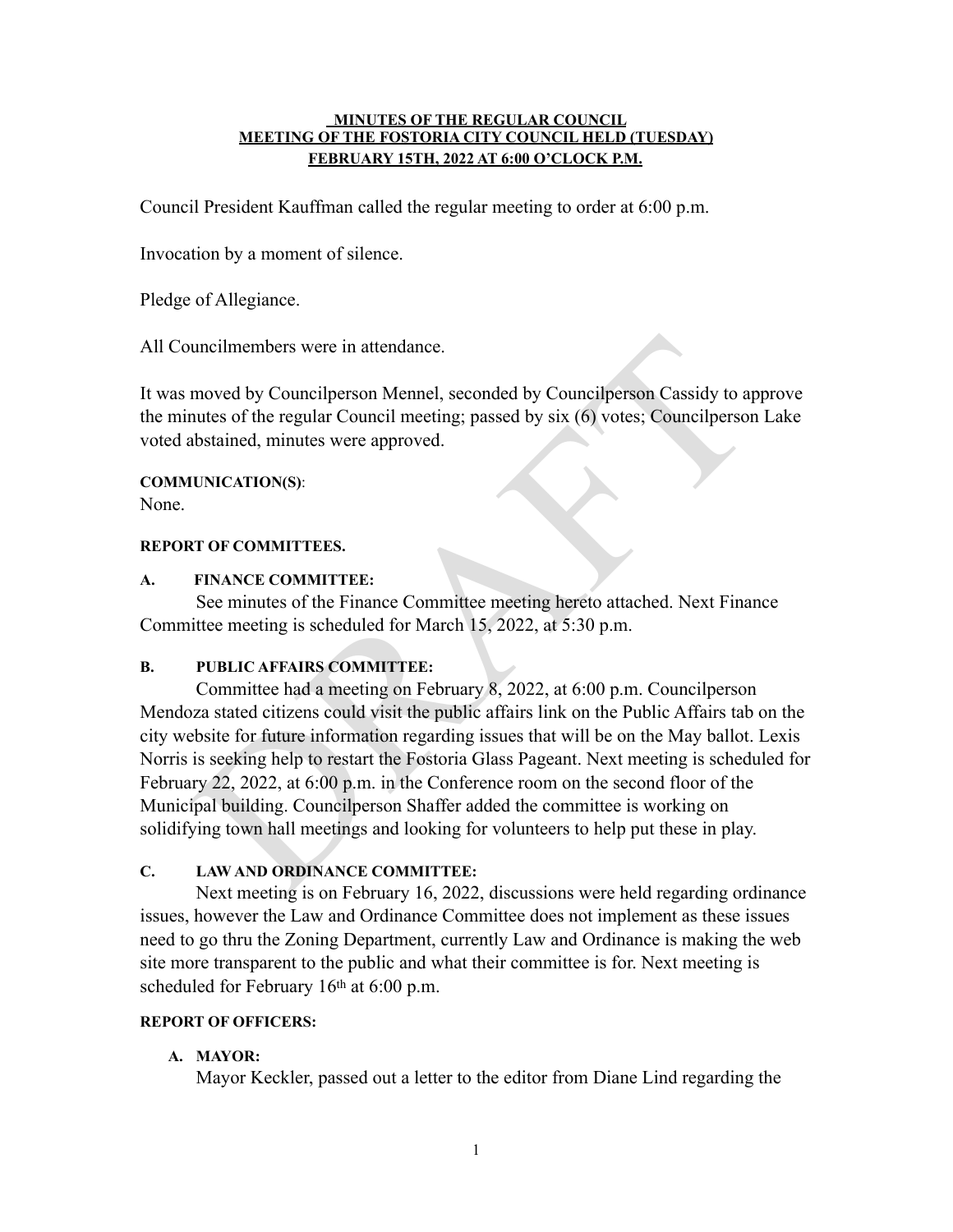**MINUTES OF THE REGULAR COUNCIL MEETING OF THE FOSTORIA CITY COUNCIL HELD (TUESDAY) FEBRUARY 15TH, 2022 AT 6:00 O'CLOCK P.M.**

Council President Kauffman called the regular meeting to order at 6:00 p.m.

Invocation by a moment of silence.

Pledge of Allegiance.

All Councilmembers were in attendance.

It was moved by Councilperson Mennel, seconded by Councilperson Cassidy to approve the minutes of the regular Council meeting; passed by six (6) votes; Councilperson Lake voted abstained, minutes were approved.

**COMMUNICATION(S)**:
None.

**REPORT OF COMMITTEES.**

**A. FINANCE COMMITTEE:**

See minutes of the Finance Committee meeting hereto attached. Next Finance Committee meeting is scheduled for March 15, 2022, at 5:30 p.m.

**B. PUBLIC AFFAIRS COMMITTEE:**

Committee had a meeting on February 8, 2022, at 6:00 p.m. Councilperson Mendoza stated citizens could visit the public affairs link on the Public Affairs tab on the city website for future information regarding issues that will be on the May ballot. Lexis Norris is seeking help to restart the Fostoria Glass Pageant. Next meeting is scheduled for February 22, 2022, at 6:00 p.m. in the Conference room on the second floor of the Municipal building. Councilperson Shaffer added the committee is working on solidifying town hall meetings and looking for volunteers to help put these in play.

**C. LAW AND ORDINANCE COMMITTEE:**

Next meeting is on February 16, 2022, discussions were held regarding ordinance issues, however the Law and Ordinance Committee does not implement as these issues need to go thru the Zoning Department, currently Law and Ordinance is making the web site more transparent to the public and what their committee is for. Next meeting is scheduled for February 16th at 6:00 p.m.

**REPORT OF OFFICERS:**

**A. MAYOR:**

Mayor Keckler, passed out a letter to the editor from Diane Lind regarding the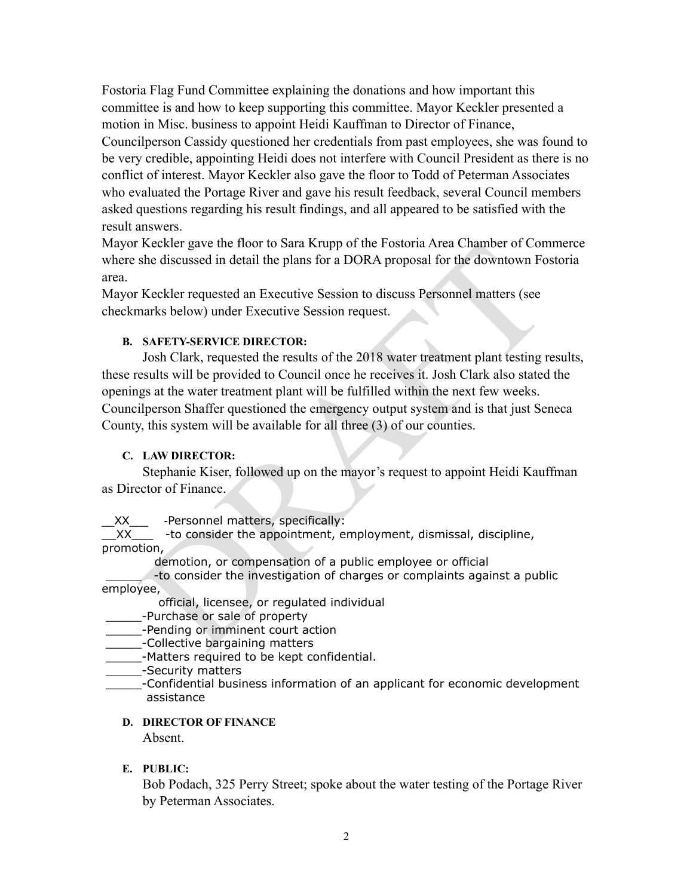Fostoria Flag Fund Committee explaining the donations and how important this committee is and how to keep supporting this committee. Mayor Keckler presented a motion in Misc. business to appoint Heidi Kauffman to Director of Finance, Councilperson Cassidy questioned her credentials from past employees, she was found to be very credible, appointing Heidi does not interfere with Council President as there is no conflict of interest. Mayor Keckler also gave the floor to Todd of Peterman Associates who evaluated the Portage River and gave his result feedback, several Council members asked questions regarding his result findings, and all appeared to be satisfied with the result answers.

Mayor Keckler gave the floor to Sara Krupp of the Fostoria Area Chamber of Commerce where she discussed in detail the plans for a DORA proposal for the downtown Fostoria area.

Mayor Keckler requested an Executive Session to discuss Personnel matters (see checkmarks below) under Executive Session request.

**B. SAFETY-SERVICE DIRECTOR:**

Josh Clark, requested the results of the 2018 water treatment plant testing results, these results will be provided to Council once he receives it. Josh Clark also stated the openings at the water treatment plant will be fulfilled within the next few weeks. Councilperson Shaffer questioned the emergency output system and is that just Seneca County, this system will be available for all three (3) of our counties.

**C. LAW DIRECTOR:**

Stephanie Kiser, followed up on the mayor's request to appoint Heidi Kauffman as Director of Finance.

__XX___ -Personnel matters, specifically:
__XX___ -to consider the appointment, employment, dismissal, discipline, promotion,
demotion, or compensation of a public employee or official
_____ -to consider the investigation of charges or complaints against a public employee,
official, licensee, or regulated individual
_____-Purchase or sale of property
_____-Pending or imminent court action
_____-Collective bargaining matters
_____-Matters required to be kept confidential.
_____-Security matters
_____-Confidential business information of an applicant for economic development assistance

**D. DIRECTOR OF FINANCE**

Absent.

**E. PUBLIC:**

Bob Podach, 325 Perry Street; spoke about the water testing of the Portage River by Peterman Associates.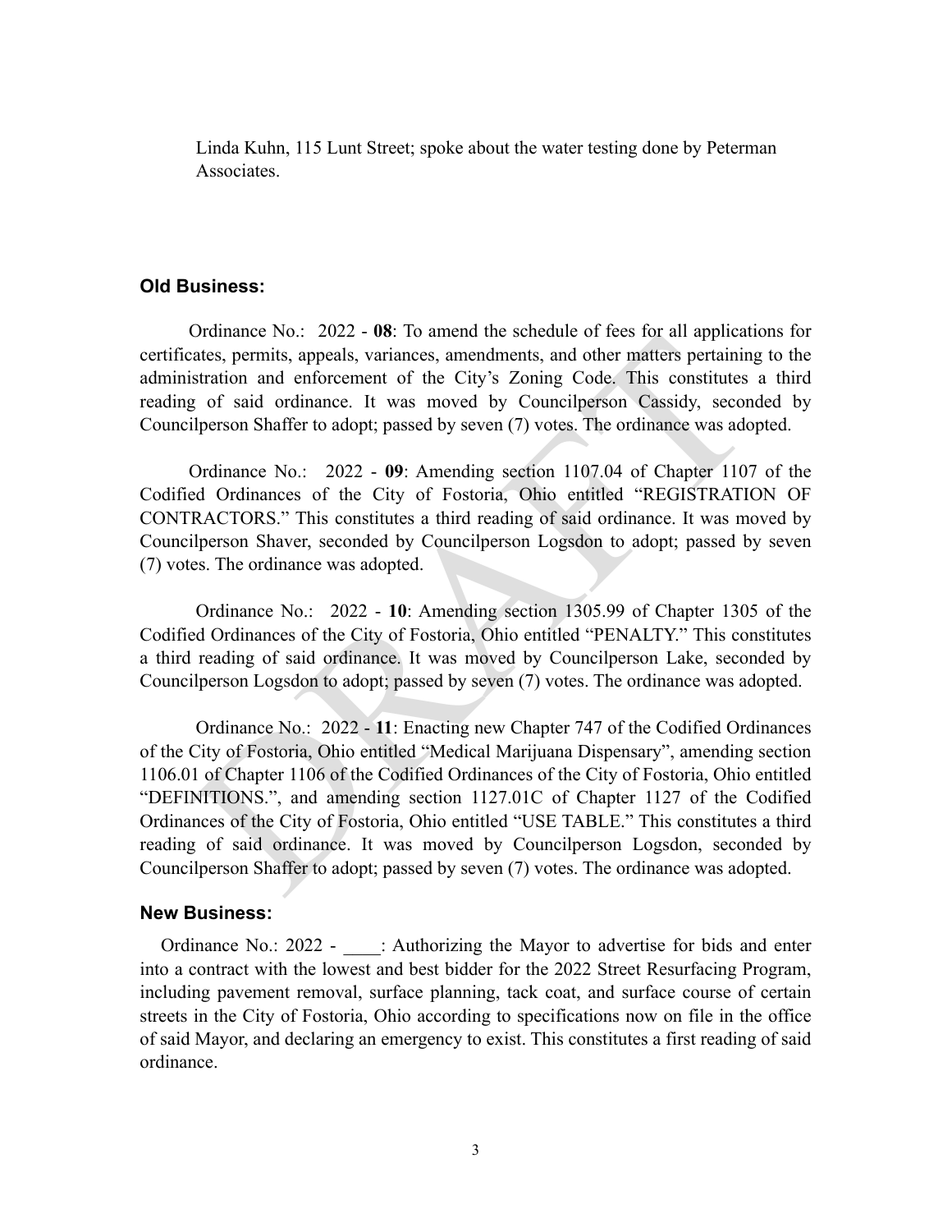Linda Kuhn, 115 Lunt Street; spoke about the water testing done by Peterman Associates.

### Old Business:

Ordinance No.: 2022 - **08**: To amend the schedule of fees for all applications for certificates, permits, appeals, variances, amendments, and other matters pertaining to the administration and enforcement of the City's Zoning Code. This constitutes a third reading of said ordinance. It was moved by Councilperson Cassidy, seconded by Councilperson Shaffer to adopt; passed by seven (7) votes. The ordinance was adopted.

Ordinance No.: 2022 - **09**: Amending section 1107.04 of Chapter 1107 of the Codified Ordinances of the City of Fostoria, Ohio entitled "REGISTRATION OF CONTRACTORS." This constitutes a third reading of said ordinance. It was moved by Councilperson Shaver, seconded by Councilperson Logsdon to adopt; passed by seven (7) votes. The ordinance was adopted.

Ordinance No.: 2022 - **10**: Amending section 1305.99 of Chapter 1305 of the Codified Ordinances of the City of Fostoria, Ohio entitled "PENALTY." This constitutes a third reading of said ordinance. It was moved by Councilperson Lake, seconded by Councilperson Logsdon to adopt; passed by seven (7) votes. The ordinance was adopted.

Ordinance No.: 2022 - **11**: Enacting new Chapter 747 of the Codified Ordinances of the City of Fostoria, Ohio entitled "Medical Marijuana Dispensary", amending section 1106.01 of Chapter 1106 of the Codified Ordinances of the City of Fostoria, Ohio entitled "DEFINITIONS.", and amending section 1127.01C of Chapter 1127 of the Codified Ordinances of the City of Fostoria, Ohio entitled "USE TABLE." This constitutes a third reading of said ordinance. It was moved by Councilperson Logsdon, seconded by Councilperson Shaffer to adopt; passed by seven (7) votes. The ordinance was adopted.

### New Business:

Ordinance No.: 2022 - \_\_\_\_: Authorizing the Mayor to advertise for bids and enter into a contract with the lowest and best bidder for the 2022 Street Resurfacing Program, including pavement removal, surface planning, tack coat, and surface course of certain streets in the City of Fostoria, Ohio according to specifications now on file in the office of said Mayor, and declaring an emergency to exist. This constitutes a first reading of said ordinance.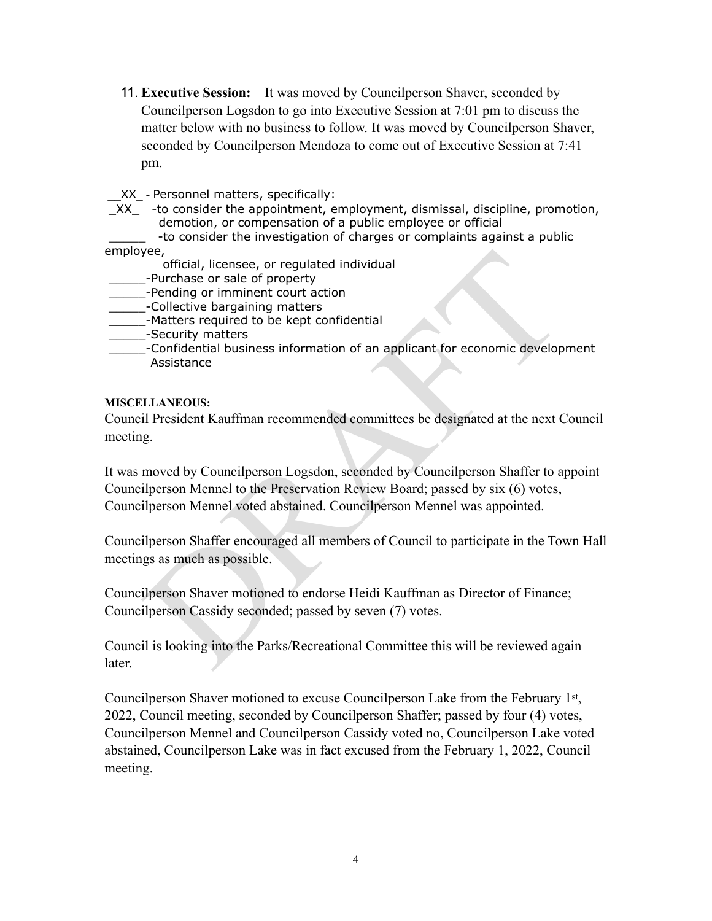11. **Executive Session:** It was moved by Councilperson Shaver, seconded by Councilperson Logsdon to go into Executive Session at 7:01 pm to discuss the matter below with no business to follow. It was moved by Councilperson Shaver, seconded by Councilperson Mendoza to come out of Executive Session at 7:41 pm.

__XX_ - Personnel matters, specifically:
_XX_ -to consider the appointment, employment, dismissal, discipline, promotion, demotion, or compensation of a public employee or official
_____ -to consider the investigation of charges or complaints against a public employee, official, licensee, or regulated individual
_____-Purchase or sale of property
_____-Pending or imminent court action
_____-Collective bargaining matters
_____-Matters required to be kept confidential
_____-Security matters
_____-Confidential business information of an applicant for economic development Assistance

**MISCELLANEOUS:**

Council President Kauffman recommended committees be designated at the next Council meeting.

It was moved by Councilperson Logsdon, seconded by Councilperson Shaffer to appoint Councilperson Mennel to the Preservation Review Board; passed by six (6) votes, Councilperson Mennel voted abstained. Councilperson Mennel was appointed.

Councilperson Shaffer encouraged all members of Council to participate in the Town Hall meetings as much as possible.

Councilperson Shaver motioned to endorse Heidi Kauffman as Director of Finance; Councilperson Cassidy seconded; passed by seven (7) votes.

Council is looking into the Parks/Recreational Committee this will be reviewed again later.

Councilperson Shaver motioned to excuse Councilperson Lake from the February 1st, 2022, Council meeting, seconded by Councilperson Shaffer; passed by four (4) votes, Councilperson Mennel and Councilperson Cassidy voted no, Councilperson Lake voted abstained, Councilperson Lake was in fact excused from the February 1, 2022, Council meeting.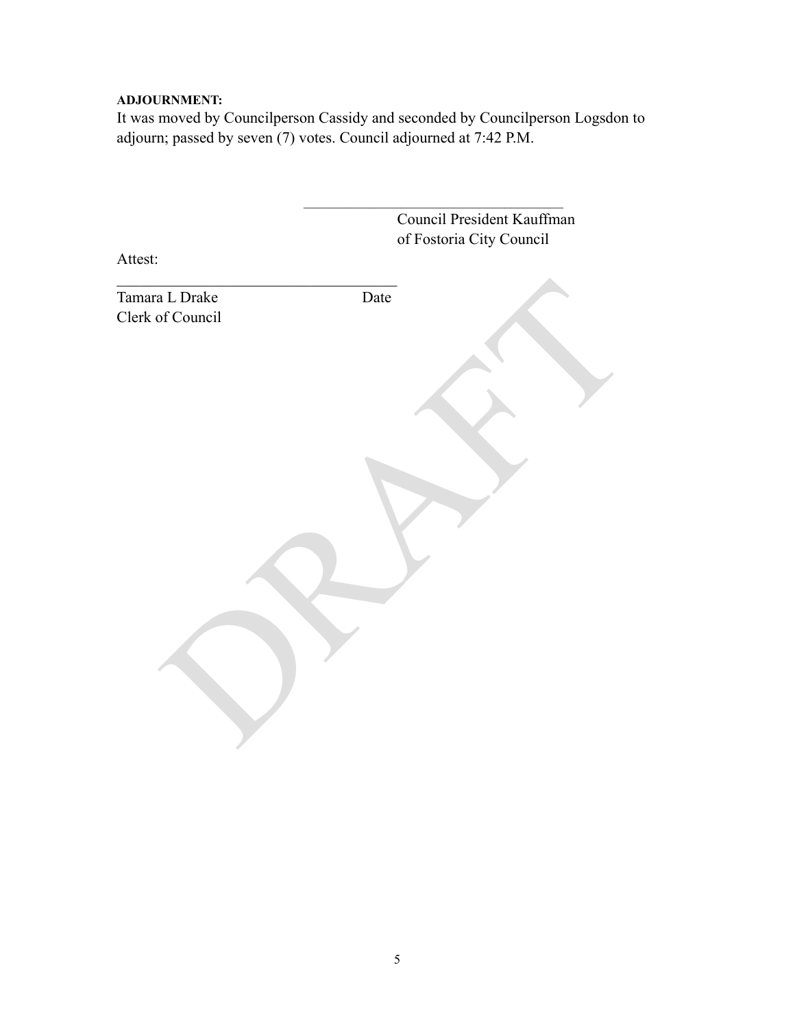**ADJOURNMENT:**

It was moved by Councilperson Cassidy and seconded by Councilperson Logsdon to adjourn; passed by seven (7) votes. Council adjourned at 7:42 P.M.

\_\_\_\_\_\_\_\_\_\_\_\_\_\_\_\_\_\_\_\_\_\_\_\_\_\_\_\_\_\_\_\_\_\_\_

Council President Kauffman
of Fostoria City Council

Attest:

\_\_\_\_\_\_\_\_\_\_\_\_\_\_\_\_\_\_\_\_\_\_\_\_\_\_\_\_\_\_\_\_\_\_\_\_\_

Tamara L Drake Date
Clerk of Council

DRAFT